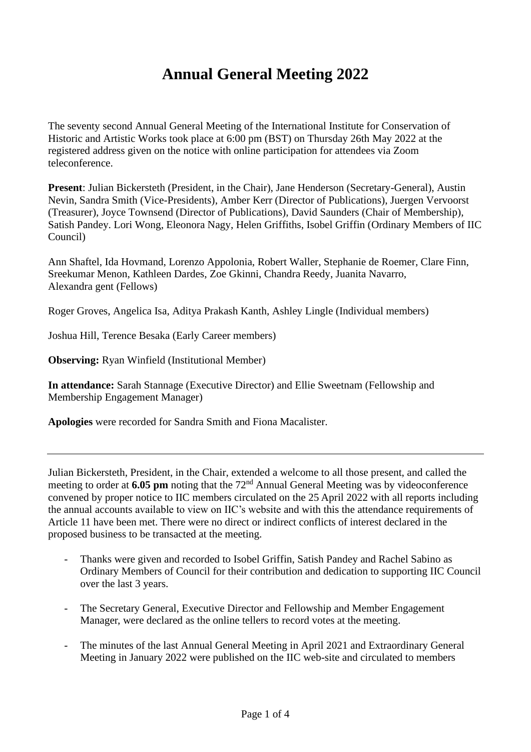# Annual General Meeting 2022

The seventy second Annual General Meeting of the International Institute for Conservation of Historic and Artistic Works took place at 6:00 pm (BST) on Thursday 26th May 2022 at the registered address given on the notice with online participation for attendees via Zoom teleconference.

**Present**: Julian Bickersteth (President, in the Chair), Jane Henderson (Secretary-General), Austin Nevin, Sandra Smith (Vice-Presidents), Amber Kerr (Director of Publications), Juergen Vervoorst (Treasurer), Joyce Townsend (Director of Publications), David Saunders (Chair of Membership), Satish Pandey. Lori Wong, Eleonora Nagy, Helen Griffiths, Isobel Griffin (Ordinary Members of IIC Council)

Ann Shaftel, Ida Hovmand, Lorenzo Appolonia, Robert Waller, Stephanie de Roemer, Clare Finn, Sreekumar Menon, Kathleen Dardes, Zoe Gkinni, Chandra Reedy, Juanita Navarro, Alexandra gent (Fellows)

Roger Groves, Angelica Isa, Aditya Prakash Kanth, Ashley Lingle (Individual members)

Joshua Hill, Terence Besaka (Early Career members)

**Observing:** Ryan Winfield (Institutional Member)

**In attendance:** Sarah Stannage (Executive Director) and Ellie Sweetnam (Fellowship and Membership Engagement Manager)

**Apologies** were recorded for Sandra Smith and Fiona Macalister.

---

Julian Bickersteth, President, in the Chair, extended a welcome to all those present, and called the meeting to order at **6.05 pm** noting that the 72nd Annual General Meeting was by videoconference convened by proper notice to IIC members circulated on the 25 April 2022 with all reports including the annual accounts available to view on IIC's website and with this the attendance requirements of Article 11 have been met. There were no direct or indirect conflicts of interest declared in the proposed business to be transacted at the meeting.

- Thanks were given and recorded to Isobel Griffin, Satish Pandey and Rachel Sabino as Ordinary Members of Council for their contribution and dedication to supporting IIC Council over the last 3 years.

- The Secretary General, Executive Director and Fellowship and Member Engagement Manager, were declared as the online tellers to record votes at the meeting.

- The minutes of the last Annual General Meeting in April 2021 and Extraordinary General Meeting in January 2022 were published on the IIC web-site and circulated to members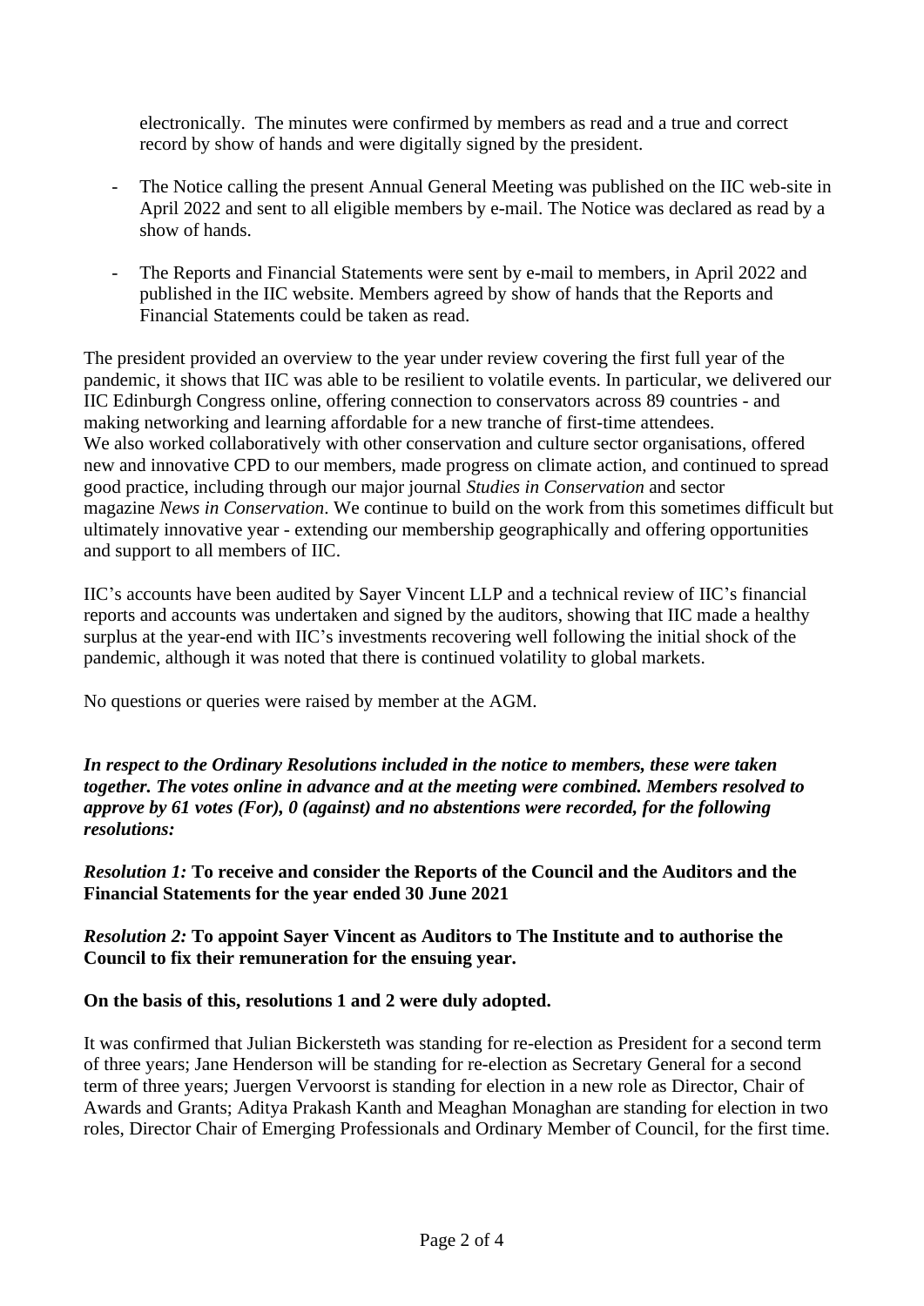electronically. The minutes were confirmed by members as read and a true and correct record by show of hands and were digitally signed by the president.

- The Notice calling the present Annual General Meeting was published on the IIC web-site in April 2022 and sent to all eligible members by e-mail. The Notice was declared as read by a show of hands.

- The Reports and Financial Statements were sent by e-mail to members, in April 2022 and published in the IIC website. Members agreed by show of hands that the Reports and Financial Statements could be taken as read.

The president provided an overview to the year under review covering the first full year of the pandemic, it shows that IIC was able to be resilient to volatile events. In particular, we delivered our IIC Edinburgh Congress online, offering connection to conservators across 89 countries - and making networking and learning affordable for a new tranche of first-time attendees. We also worked collaboratively with other conservation and culture sector organisations, offered new and innovative CPD to our members, made progress on climate action, and continued to spread good practice, including through our major journal *Studies in Conservation* and sector magazine *News in Conservation*. We continue to build on the work from this sometimes difficult but ultimately innovative year - extending our membership geographically and offering opportunities and support to all members of IIC.

IIC's accounts have been audited by Sayer Vincent LLP and a technical review of IIC's financial reports and accounts was undertaken and signed by the auditors, showing that IIC made a healthy surplus at the year-end with IIC's investments recovering well following the initial shock of the pandemic, although it was noted that there is continued volatility to global markets.

No questions or queries were raised by member at the AGM.

***In respect to the Ordinary Resolutions included in the notice to members, these were taken together. The votes online in advance and at the meeting were combined. Members resolved to approve by 61 votes (For), 0 (against) and no abstentions were recorded, for the following resolutions:***

***Resolution 1:*** **To receive and consider the Reports of the Council and the Auditors and the Financial Statements for the year ended 30 June 2021**

***Resolution 2:*** **To appoint Sayer Vincent as Auditors to The Institute and to authorise the Council to fix their remuneration for the ensuing year.**

**On the basis of this, resolutions 1 and 2 were duly adopted.**

It was confirmed that Julian Bickersteth was standing for re-election as President for a second term of three years; Jane Henderson will be standing for re-election as Secretary General for a second term of three years; Juergen Vervoorst is standing for election in a new role as Director, Chair of Awards and Grants; Aditya Prakash Kanth and Meaghan Monaghan are standing for election in two roles, Director Chair of Emerging Professionals and Ordinary Member of Council, for the first time.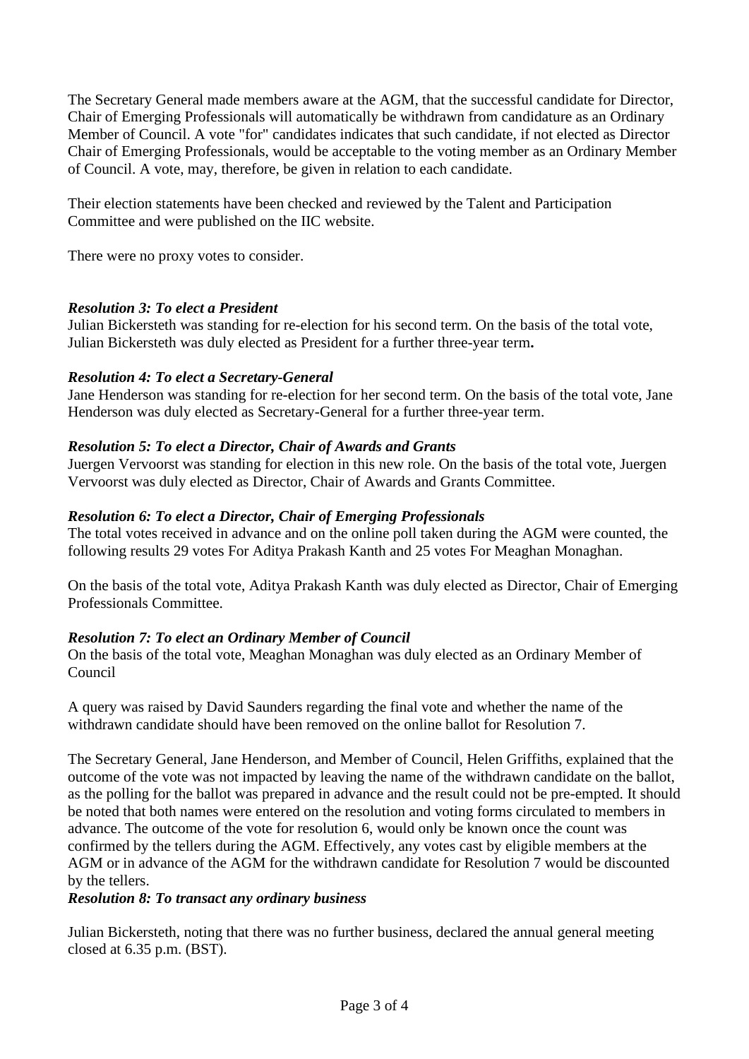The Secretary General made members aware at the AGM, that the successful candidate for Director, Chair of Emerging Professionals will automatically be withdrawn from candidature as an Ordinary Member of Council. A vote "for" candidates indicates that such candidate, if not elected as Director Chair of Emerging Professionals, would be acceptable to the voting member as an Ordinary Member of Council. A vote, may, therefore, be given in relation to each candidate.

Their election statements have been checked and reviewed by the Talent and Participation Committee and were published on the IIC website.

There were no proxy votes to consider.

***Resolution 3: To elect a President***

Julian Bickersteth was standing for re-election for his second term. On the basis of the total vote, Julian Bickersteth was duly elected as President for a further three-year term**.**

***Resolution 4: To elect a Secretary-General***

Jane Henderson was standing for re-election for her second term. On the basis of the total vote, Jane Henderson was duly elected as Secretary-General for a further three-year term.

***Resolution 5: To elect a Director, Chair of Awards and Grants***

Juergen Vervoorst was standing for election in this new role. On the basis of the total vote, Juergen Vervoorst was duly elected as Director, Chair of Awards and Grants Committee.

***Resolution 6: To elect a Director, Chair of Emerging Professionals***

The total votes received in advance and on the online poll taken during the AGM were counted, the following results 29 votes For Aditya Prakash Kanth and 25 votes For Meaghan Monaghan.

On the basis of the total vote, Aditya Prakash Kanth was duly elected as Director, Chair of Emerging Professionals Committee.

***Resolution 7: To elect an Ordinary Member of Council***

On the basis of the total vote, Meaghan Monaghan was duly elected as an Ordinary Member of Council

A query was raised by David Saunders regarding the final vote and whether the name of the withdrawn candidate should have been removed on the online ballot for Resolution 7.

The Secretary General, Jane Henderson, and Member of Council, Helen Griffiths, explained that the outcome of the vote was not impacted by leaving the name of the withdrawn candidate on the ballot, as the polling for the ballot was prepared in advance and the result could not be pre-empted. It should be noted that both names were entered on the resolution and voting forms circulated to members in advance. The outcome of the vote for resolution 6, would only be known once the count was confirmed by the tellers during the AGM. Effectively, any votes cast by eligible members at the AGM or in advance of the AGM for the withdrawn candidate for Resolution 7 would be discounted by the tellers.

***Resolution 8: To transact any ordinary business***

Julian Bickersteth, noting that there was no further business, declared the annual general meeting closed at 6.35 p.m. (BST).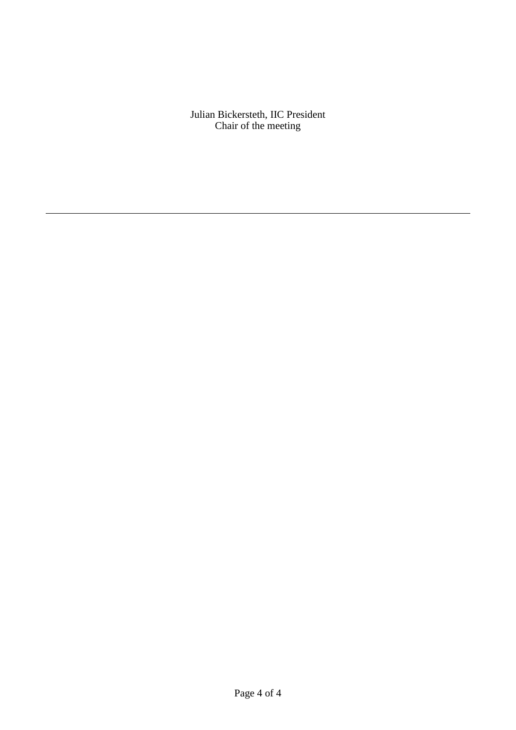Julian Bickersteth, IIC President
Chair of the meeting

---